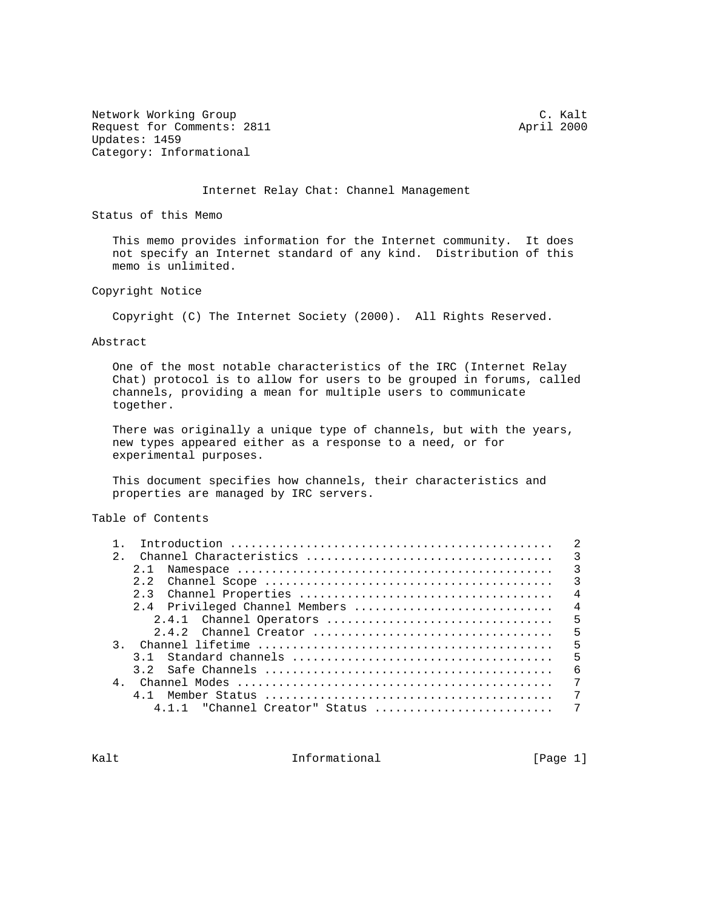Network Working Group C. Kalt
Request for Comments: 2811 April 2000
Updates: 1459
Category: Informational

# Internet Relay Chat: Channel Management

## Status of this Memo

This memo provides information for the Internet community. It does not specify an Internet standard of any kind. Distribution of this memo is unlimited.

## Copyright Notice

Copyright (C) The Internet Society (2000). All Rights Reserved.

## Abstract

One of the most notable characteristics of the IRC (Internet Relay Chat) protocol is to allow for users to be grouped in forums, called channels, providing a mean for multiple users to communicate together.

There was originally a unique type of channels, but with the years, new types appeared either as a response to a need, or for experimental purposes.

This document specifies how channels, their characteristics and properties are managed by IRC servers.

## Table of Contents

```
1.  Introduction ...............................................  2
2.  Channel Characteristics ....................................  3
   2.1  Namespace ..............................................  3
   2.2  Channel Scope ..........................................  3
   2.3  Channel Properties .....................................  4
   2.4  Privileged Channel Members .............................  4
      2.4.1  Channel Operators .................................  5
      2.4.2  Channel Creator ...................................  5
3.  Channel lifetime ...........................................  5
   3.1  Standard channels ......................................  5
   3.2  Safe Channels ..........................................  6
4.  Channel Modes ..............................................  7
   4.1  Member Status ..........................................  7
      4.1.1  "Channel Creator" Status ..........................  7
```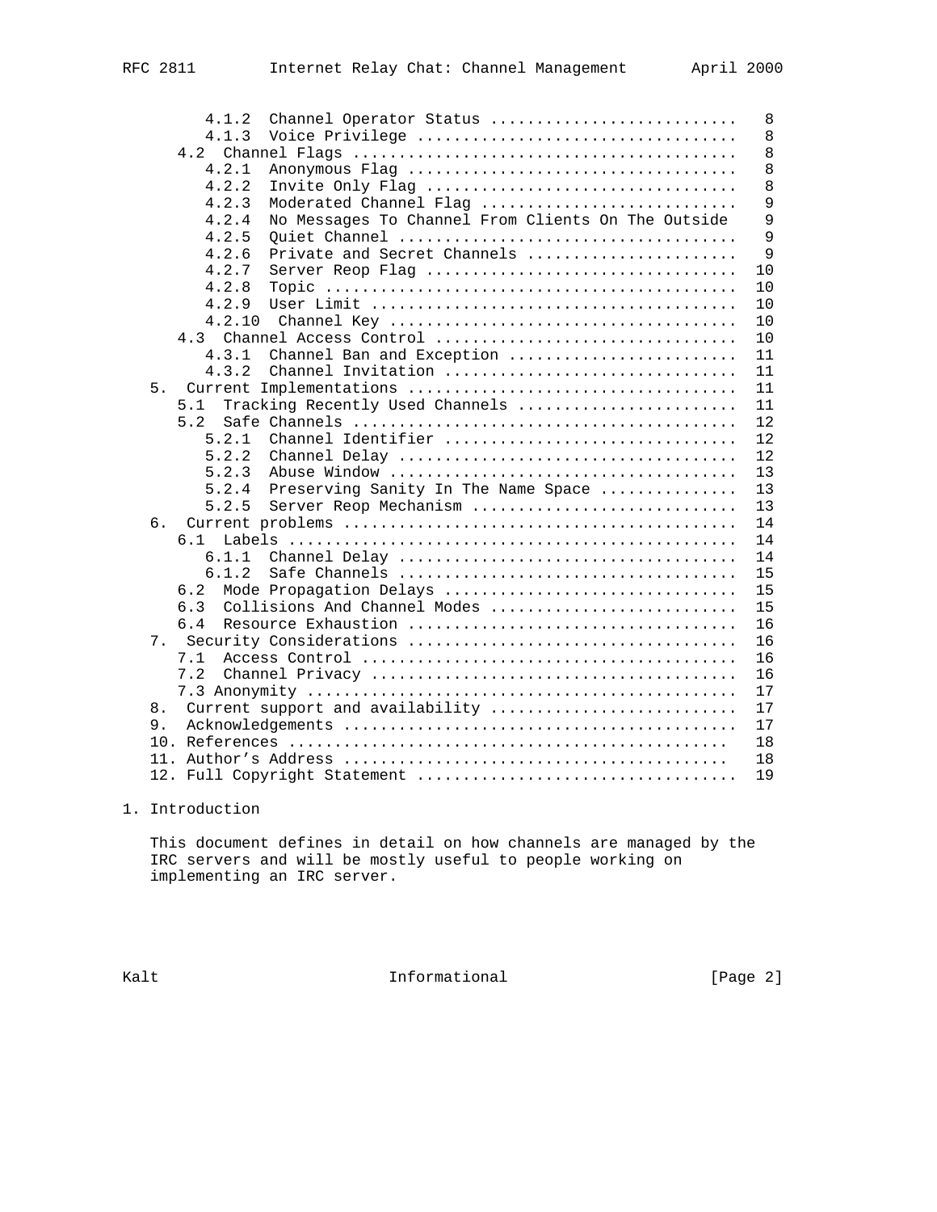```
         4.1.2  Channel Operator Status ..........................   8
         4.1.3  Voice Privilege ..................................   8
      4.2  Channel Flags .........................................   8
         4.2.1  Anonymous Flag ...................................   8
         4.2.2  Invite Only Flag .................................   8
         4.2.3  Moderated Channel Flag ...........................   9
         4.2.4  No Messages To Channel From Clients On The Outside   9
         4.2.5  Quiet Channel ....................................   9
         4.2.6  Private and Secret Channels ......................   9
         4.2.7  Server Reop Flag .................................  10
         4.2.8  Topic ............................................  10
         4.2.9  User Limit .......................................  10
         4.2.10  Channel Key .....................................  10
      4.3  Channel Access Control ................................  10
         4.3.1  Channel Ban and Exception ........................  11
         4.3.2  Channel Invitation ...............................  11
   5.  Current Implementations ...................................  11
      5.1  Tracking Recently Used Channels .......................  11
      5.2  Safe Channels .........................................  12
         5.2.1  Channel Identifier ...............................  12
         5.2.2  Channel Delay ....................................  12
         5.2.3  Abuse Window .....................................  13
         5.2.4  Preserving Sanity In The Name Space ..............  13
         5.2.5  Server Reop Mechanism ............................  13
   6.  Current problems ..........................................  14
      6.1  Labels ................................................  14
         6.1.1  Channel Delay ....................................  14
         6.1.2  Safe Channels ....................................  15
      6.2  Mode Propagation Delays ...............................  15
      6.3  Collisions And Channel Modes ..........................  15
      6.4  Resource Exhaustion ...................................  16
   7.  Security Considerations ...................................  16
      7.1  Access Control ........................................  16
      7.2  Channel Privacy .......................................  16
      7.3 Anonymity ..............................................  17
   8.  Current support and availability ..........................  17
   9.  Acknowledgements ..........................................  17
   10. References ................................................  18
   11. Author's Address ..........................................  18
   12. Full Copyright Statement ..................................  19
```

# 1. Introduction

This document defines in detail on how channels are managed by the IRC servers and will be mostly useful to people working on implementing an IRC server.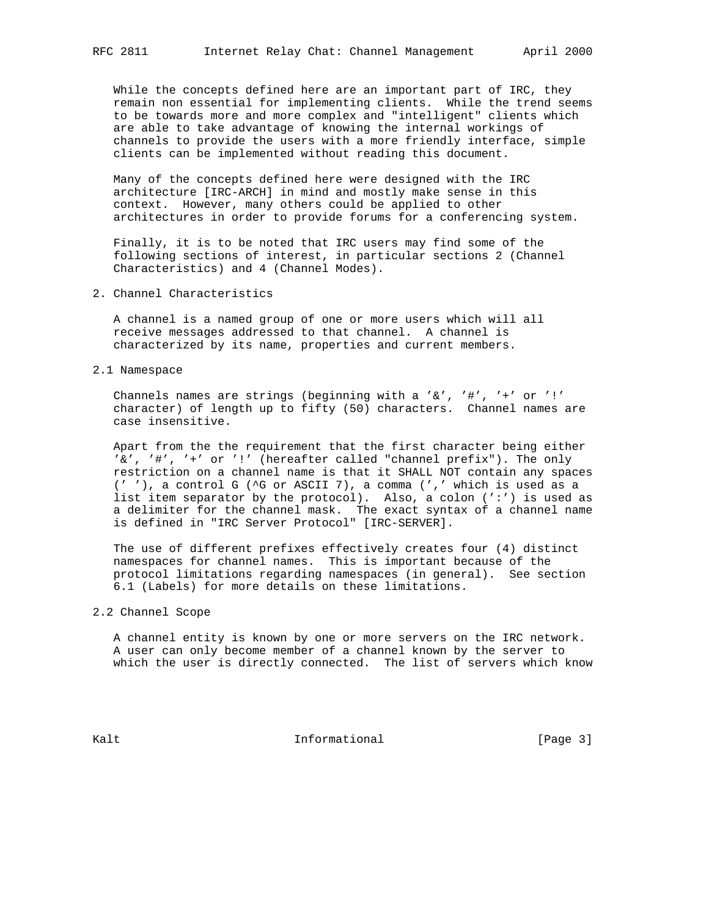While the concepts defined here are an important part of IRC, they remain non essential for implementing clients. While the trend seems to be towards more and more complex and "intelligent" clients which are able to take advantage of knowing the internal workings of channels to provide the users with a more friendly interface, simple clients can be implemented without reading this document.

Many of the concepts defined here were designed with the IRC architecture [IRC-ARCH] in mind and mostly make sense in this context. However, many others could be applied to other architectures in order to provide forums for a conferencing system.

Finally, it is to be noted that IRC users may find some of the following sections of interest, in particular sections 2 (Channel Characteristics) and 4 (Channel Modes).

## 2. Channel Characteristics

A channel is a named group of one or more users which will all receive messages addressed to that channel. A channel is characterized by its name, properties and current members.

### 2.1 Namespace

Channels names are strings (beginning with a '&', '#', '+' or '!' character) of length up to fifty (50) characters. Channel names are case insensitive.

Apart from the the requirement that the first character being either '&', '#', '+' or '!' (hereafter called "channel prefix"). The only restriction on a channel name is that it SHALL NOT contain any spaces (' '), a control G (^G or ASCII 7), a comma (',' which is used as a list item separator by the protocol). Also, a colon (':') is used as a delimiter for the channel mask. The exact syntax of a channel name is defined in "IRC Server Protocol" [IRC-SERVER].

The use of different prefixes effectively creates four (4) distinct namespaces for channel names. This is important because of the protocol limitations regarding namespaces (in general). See section 6.1 (Labels) for more details on these limitations.

### 2.2 Channel Scope

A channel entity is known by one or more servers on the IRC network. A user can only become member of a channel known by the server to which the user is directly connected. The list of servers which know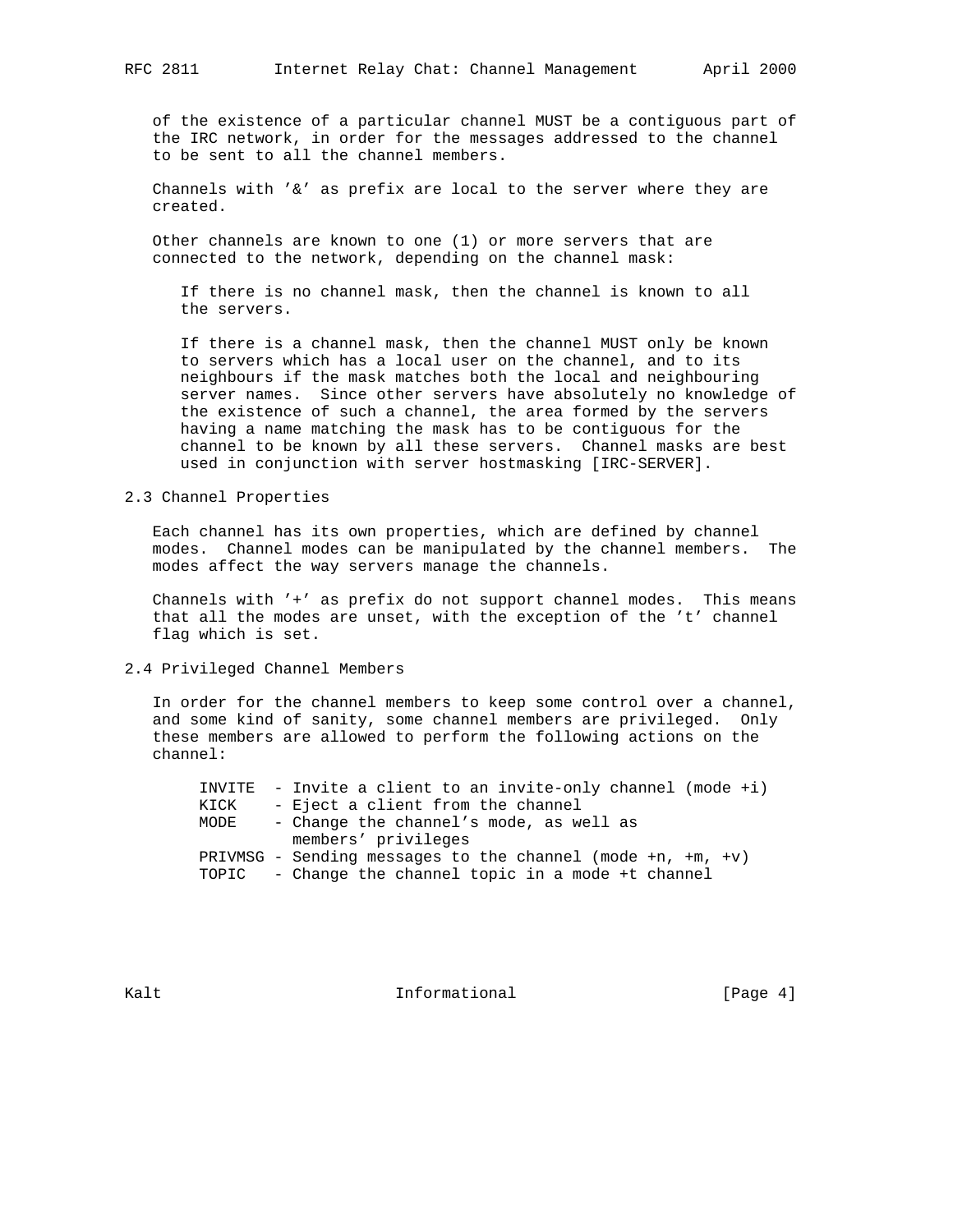of the existence of a particular channel MUST be a contiguous part of the IRC network, in order for the messages addressed to the channel to be sent to all the channel members.

Channels with '&' as prefix are local to the server where they are created.

Other channels are known to one (1) or more servers that are connected to the network, depending on the channel mask:

> If there is no channel mask, then the channel is known to all the servers.
>
> If there is a channel mask, then the channel MUST only be known to servers which has a local user on the channel, and to its neighbours if the mask matches both the local and neighbouring server names. Since other servers have absolutely no knowledge of the existence of such a channel, the area formed by the servers having a name matching the mask has to be contiguous for the channel to be known by all these servers. Channel masks are best used in conjunction with server hostmasking [IRC-SERVER].

## 2.3 Channel Properties

Each channel has its own properties, which are defined by channel modes. Channel modes can be manipulated by the channel members. The modes affect the way servers manage the channels.

Channels with '+' as prefix do not support channel modes. This means that all the modes are unset, with the exception of the 't' channel flag which is set.

## 2.4 Privileged Channel Members

In order for the channel members to keep some control over a channel, and some kind of sanity, some channel members are privileged. Only these members are allowed to perform the following actions on the channel:

```
INVITE  - Invite a client to an invite-only channel (mode +i)
KICK    - Eject a client from the channel
MODE    - Change the channel's mode, as well as
          members' privileges
PRIVMSG - Sending messages to the channel (mode +n, +m, +v)
TOPIC   - Change the channel topic in a mode +t channel
```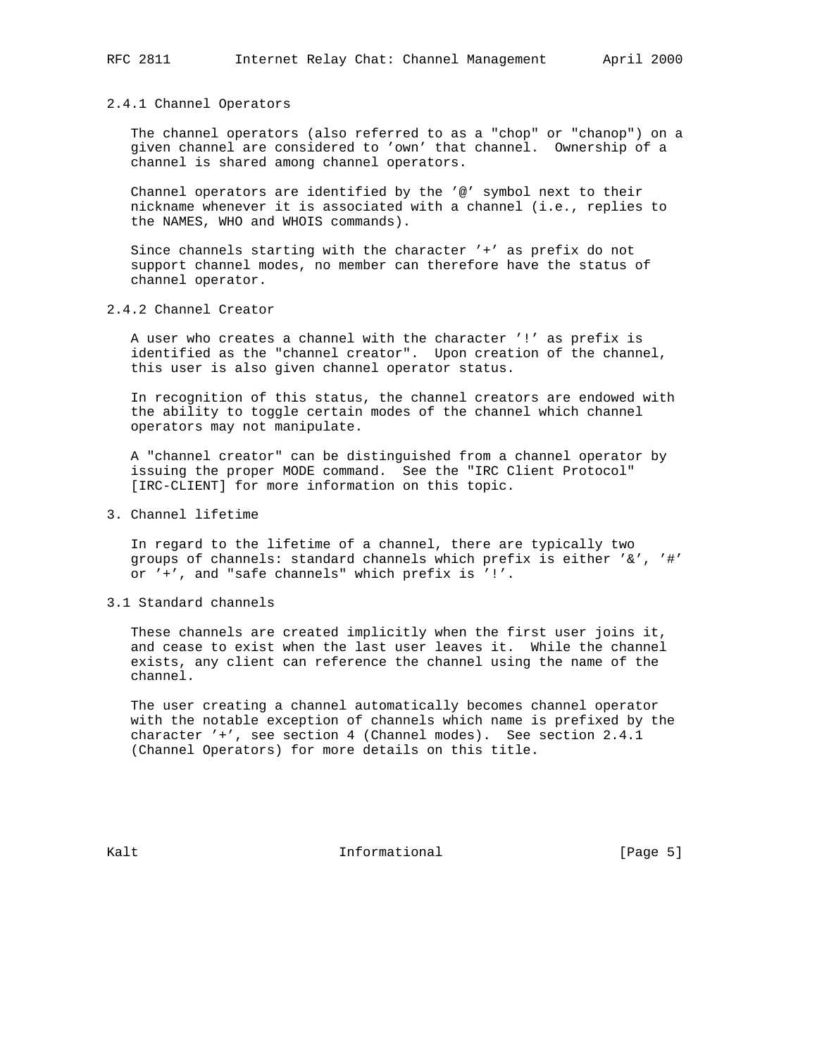### 2.4.1 Channel Operators

The channel operators (also referred to as a "chop" or "chanop") on a given channel are considered to 'own' that channel. Ownership of a channel is shared among channel operators.

Channel operators are identified by the '@' symbol next to their nickname whenever it is associated with a channel (i.e., replies to the NAMES, WHO and WHOIS commands).

Since channels starting with the character '+' as prefix do not support channel modes, no member can therefore have the status of channel operator.

### 2.4.2 Channel Creator

A user who creates a channel with the character '!' as prefix is identified as the "channel creator". Upon creation of the channel, this user is also given channel operator status.

In recognition of this status, the channel creators are endowed with the ability to toggle certain modes of the channel which channel operators may not manipulate.

A "channel creator" can be distinguished from a channel operator by issuing the proper MODE command. See the "IRC Client Protocol" [IRC-CLIENT] for more information on this topic.

## 3. Channel lifetime

In regard to the lifetime of a channel, there are typically two groups of channels: standard channels which prefix is either '&', '#' or '+', and "safe channels" which prefix is '!'.

### 3.1 Standard channels

These channels are created implicitly when the first user joins it, and cease to exist when the last user leaves it. While the channel exists, any client can reference the channel using the name of the channel.

The user creating a channel automatically becomes channel operator with the notable exception of channels which name is prefixed by the character '+', see section 4 (Channel modes). See section 2.4.1 (Channel Operators) for more details on this title.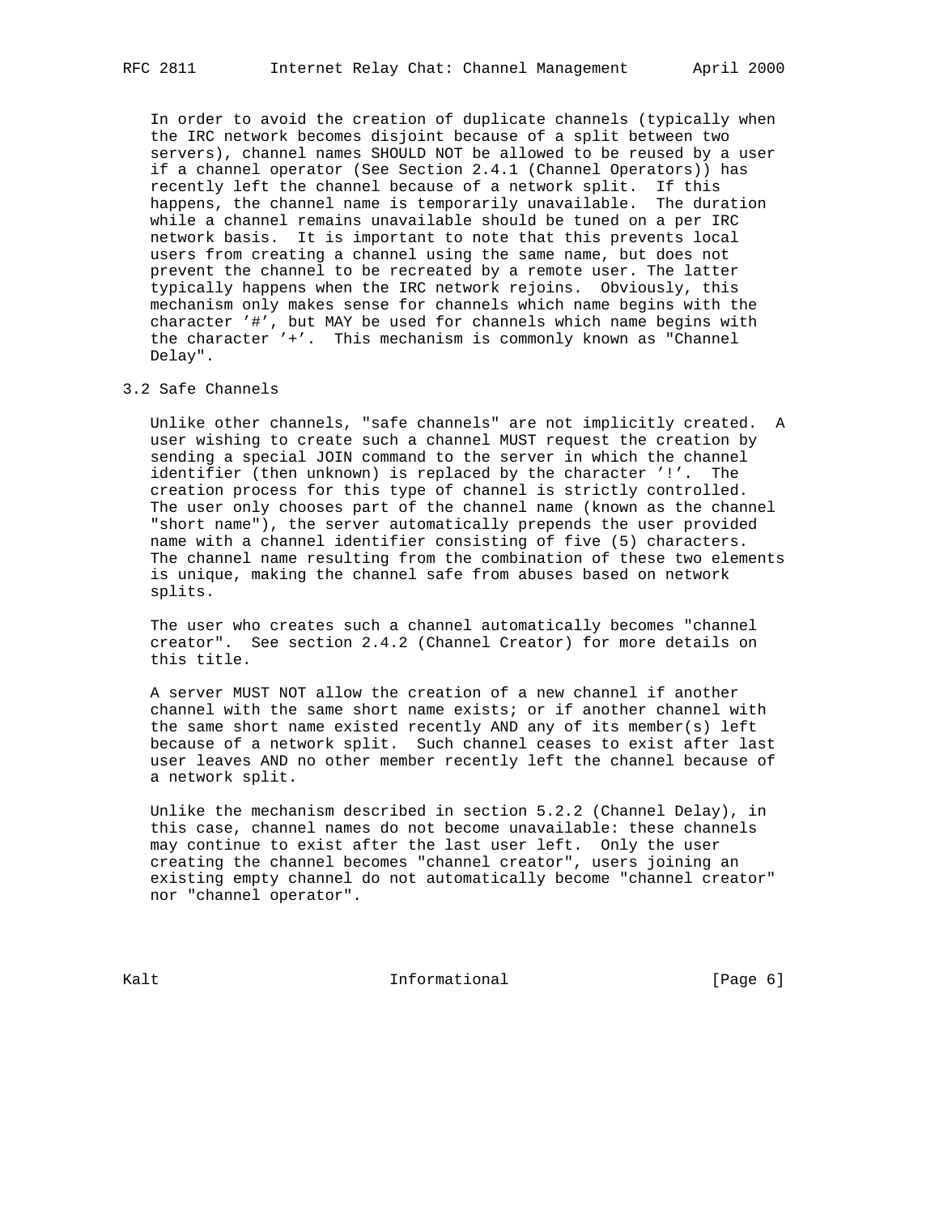In order to avoid the creation of duplicate channels (typically when the IRC network becomes disjoint because of a split between two servers), channel names SHOULD NOT be allowed to be reused by a user if a channel operator (See Section 2.4.1 (Channel Operators)) has recently left the channel because of a network split. If this happens, the channel name is temporarily unavailable. The duration while a channel remains unavailable should be tuned on a per IRC network basis. It is important to note that this prevents local users from creating a channel using the same name, but does not prevent the channel to be recreated by a remote user. The latter typically happens when the IRC network rejoins. Obviously, this mechanism only makes sense for channels which name begins with the character '#', but MAY be used for channels which name begins with the character '+'. This mechanism is commonly known as "Channel Delay".

## 3.2 Safe Channels

Unlike other channels, "safe channels" are not implicitly created. A user wishing to create such a channel MUST request the creation by sending a special JOIN command to the server in which the channel identifier (then unknown) is replaced by the character '!'. The creation process for this type of channel is strictly controlled. The user only chooses part of the channel name (known as the channel "short name"), the server automatically prepends the user provided name with a channel identifier consisting of five (5) characters. The channel name resulting from the combination of these two elements is unique, making the channel safe from abuses based on network splits.

The user who creates such a channel automatically becomes "channel creator". See section 2.4.2 (Channel Creator) for more details on this title.

A server MUST NOT allow the creation of a new channel if another channel with the same short name exists; or if another channel with the same short name existed recently AND any of its member(s) left because of a network split. Such channel ceases to exist after last user leaves AND no other member recently left the channel because of a network split.

Unlike the mechanism described in section 5.2.2 (Channel Delay), in this case, channel names do not become unavailable: these channels may continue to exist after the last user left. Only the user creating the channel becomes "channel creator", users joining an existing empty channel do not automatically become "channel creator" nor "channel operator".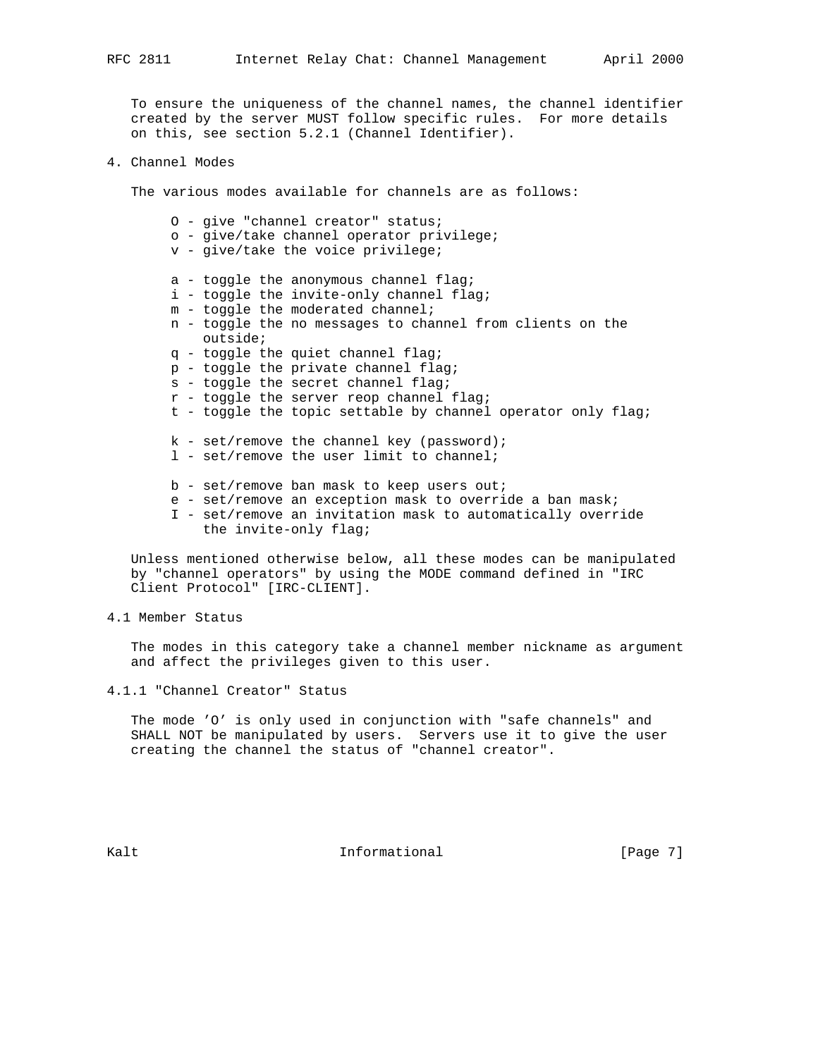To ensure the uniqueness of the channel names, the channel identifier created by the server MUST follow specific rules. For more details on this, see section 5.2.1 (Channel Identifier).

## 4. Channel Modes

The various modes available for channels are as follows:

```
O - give "channel creator" status;
o - give/take channel operator privilege;
v - give/take the voice privilege;

a - toggle the anonymous channel flag;
i - toggle the invite-only channel flag;
m - toggle the moderated channel;
n - toggle the no messages to channel from clients on the
    outside;
q - toggle the quiet channel flag;
p - toggle the private channel flag;
s - toggle the secret channel flag;
r - toggle the server reop channel flag;
t - toggle the topic settable by channel operator only flag;

k - set/remove the channel key (password);
l - set/remove the user limit to channel;

b - set/remove ban mask to keep users out;
e - set/remove an exception mask to override a ban mask;
I - set/remove an invitation mask to automatically override
    the invite-only flag;
```

Unless mentioned otherwise below, all these modes can be manipulated by "channel operators" by using the MODE command defined in "IRC Client Protocol" [IRC-CLIENT].

### 4.1 Member Status

The modes in this category take a channel member nickname as argument and affect the privileges given to this user.

#### 4.1.1 "Channel Creator" Status

The mode 'O' is only used in conjunction with "safe channels" and SHALL NOT be manipulated by users. Servers use it to give the user creating the channel the status of "channel creator".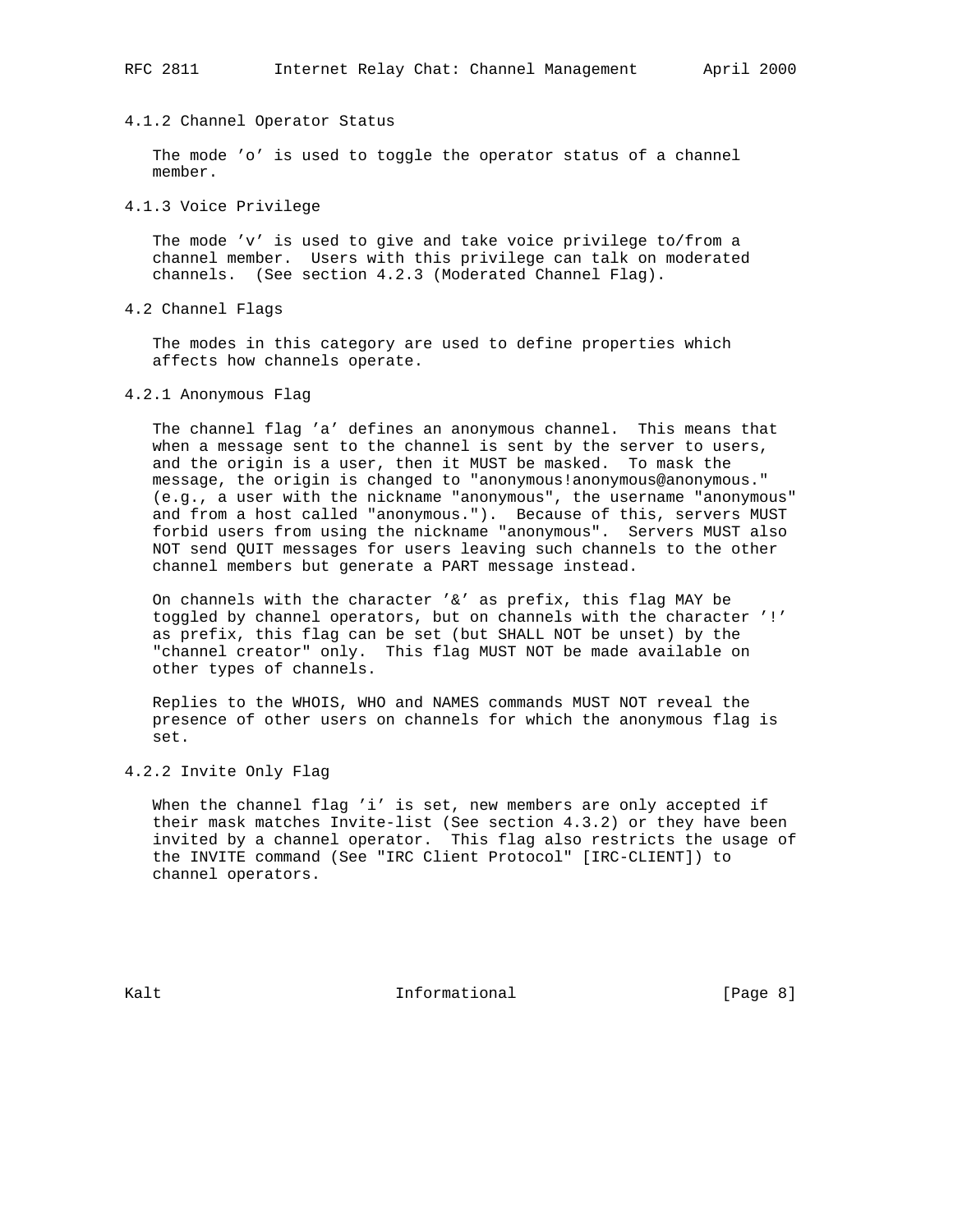#### 4.1.2 Channel Operator Status

The mode 'o' is used to toggle the operator status of a channel member.

#### 4.1.3 Voice Privilege

The mode 'v' is used to give and take voice privilege to/from a channel member. Users with this privilege can talk on moderated channels. (See section 4.2.3 (Moderated Channel Flag).

### 4.2 Channel Flags

The modes in this category are used to define properties which affects how channels operate.

#### 4.2.1 Anonymous Flag

The channel flag 'a' defines an anonymous channel. This means that when a message sent to the channel is sent by the server to users, and the origin is a user, then it MUST be masked. To mask the message, the origin is changed to "anonymous!anonymous@anonymous." (e.g., a user with the nickname "anonymous", the username "anonymous" and from a host called "anonymous."). Because of this, servers MUST forbid users from using the nickname "anonymous". Servers MUST also NOT send QUIT messages for users leaving such channels to the other channel members but generate a PART message instead.

On channels with the character '&' as prefix, this flag MAY be toggled by channel operators, but on channels with the character '!' as prefix, this flag can be set (but SHALL NOT be unset) by the "channel creator" only. This flag MUST NOT be made available on other types of channels.

Replies to the WHOIS, WHO and NAMES commands MUST NOT reveal the presence of other users on channels for which the anonymous flag is set.

#### 4.2.2 Invite Only Flag

When the channel flag 'i' is set, new members are only accepted if their mask matches Invite-list (See section 4.3.2) or they have been invited by a channel operator. This flag also restricts the usage of the INVITE command (See "IRC Client Protocol" [IRC-CLIENT]) to channel operators.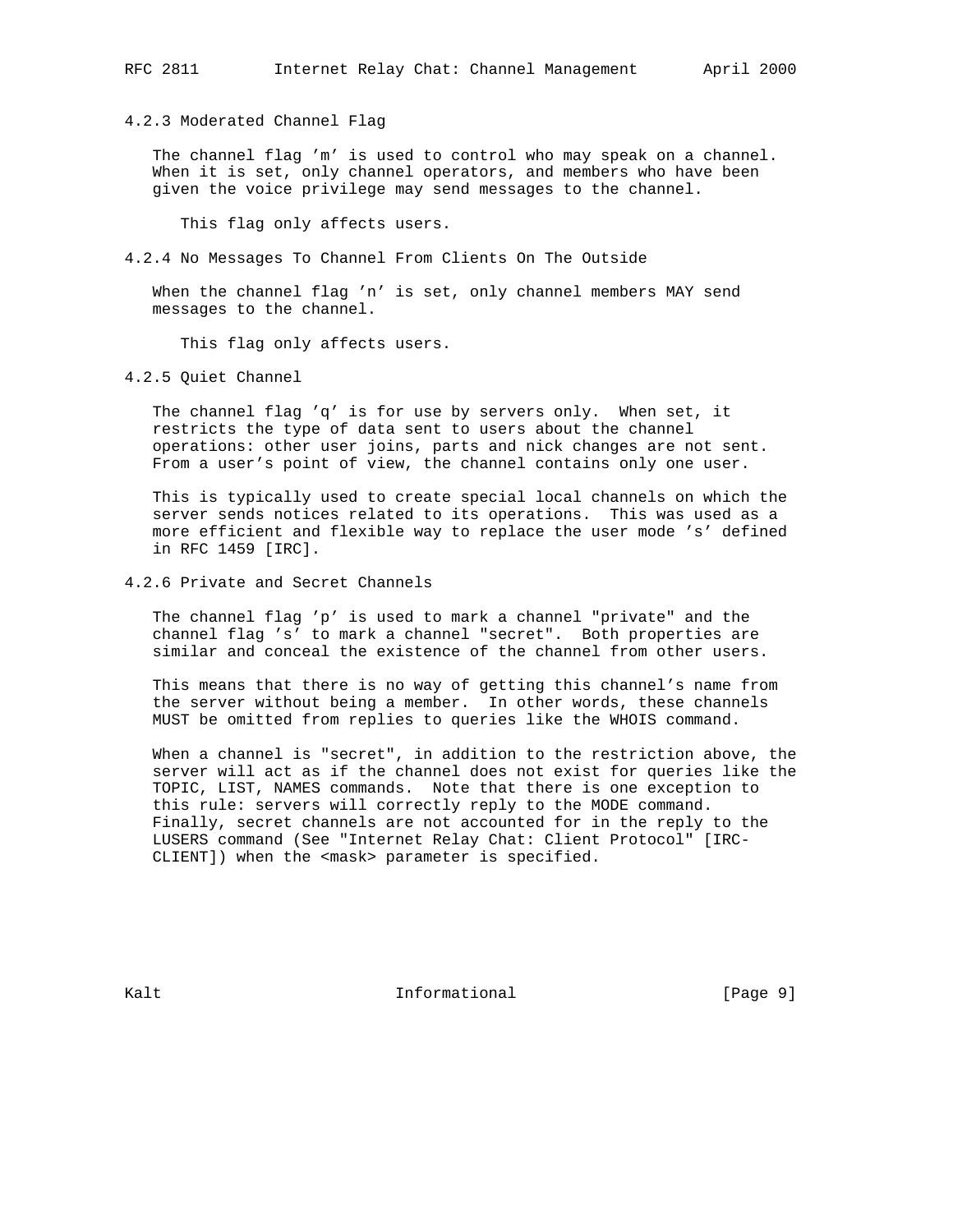### 4.2.3 Moderated Channel Flag

The channel flag 'm' is used to control who may speak on a channel. When it is set, only channel operators, and members who have been given the voice privilege may send messages to the channel.

This flag only affects users.

### 4.2.4 No Messages To Channel From Clients On The Outside

When the channel flag 'n' is set, only channel members MAY send messages to the channel.

This flag only affects users.

### 4.2.5 Quiet Channel

The channel flag 'q' is for use by servers only. When set, it restricts the type of data sent to users about the channel operations: other user joins, parts and nick changes are not sent. From a user's point of view, the channel contains only one user.

This is typically used to create special local channels on which the server sends notices related to its operations. This was used as a more efficient and flexible way to replace the user mode 's' defined in RFC 1459 [IRC].

### 4.2.6 Private and Secret Channels

The channel flag 'p' is used to mark a channel "private" and the channel flag 's' to mark a channel "secret". Both properties are similar and conceal the existence of the channel from other users.

This means that there is no way of getting this channel's name from the server without being a member. In other words, these channels MUST be omitted from replies to queries like the WHOIS command.

When a channel is "secret", in addition to the restriction above, the server will act as if the channel does not exist for queries like the TOPIC, LIST, NAMES commands. Note that there is one exception to this rule: servers will correctly reply to the MODE command. Finally, secret channels are not accounted for in the reply to the LUSERS command (See "Internet Relay Chat: Client Protocol" [IRC-CLIENT]) when the <mask> parameter is specified.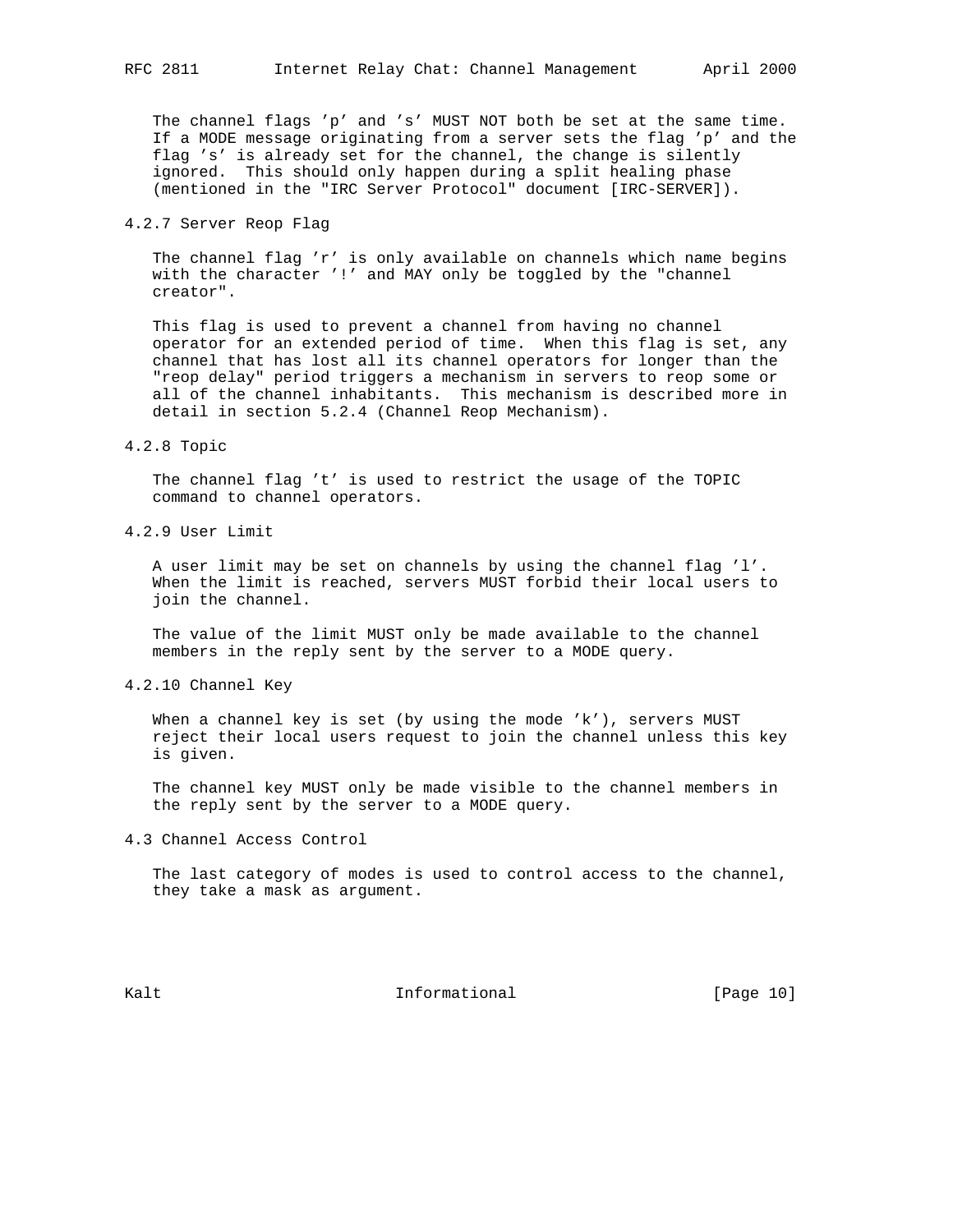The channel flags 'p' and 's' MUST NOT both be set at the same time. If a MODE message originating from a server sets the flag 'p' and the flag 's' is already set for the channel, the change is silently ignored. This should only happen during a split healing phase (mentioned in the "IRC Server Protocol" document [IRC-SERVER]).

### 4.2.7 Server Reop Flag

The channel flag 'r' is only available on channels which name begins with the character '!' and MAY only be toggled by the "channel creator".

This flag is used to prevent a channel from having no channel operator for an extended period of time. When this flag is set, any channel that has lost all its channel operators for longer than the "reop delay" period triggers a mechanism in servers to reop some or all of the channel inhabitants. This mechanism is described more in detail in section 5.2.4 (Channel Reop Mechanism).

### 4.2.8 Topic

The channel flag 't' is used to restrict the usage of the TOPIC command to channel operators.

### 4.2.9 User Limit

A user limit may be set on channels by using the channel flag 'l'. When the limit is reached, servers MUST forbid their local users to join the channel.

The value of the limit MUST only be made available to the channel members in the reply sent by the server to a MODE query.

### 4.2.10 Channel Key

When a channel key is set (by using the mode 'k'), servers MUST reject their local users request to join the channel unless this key is given.

The channel key MUST only be made visible to the channel members in the reply sent by the server to a MODE query.

## 4.3 Channel Access Control

The last category of modes is used to control access to the channel, they take a mask as argument.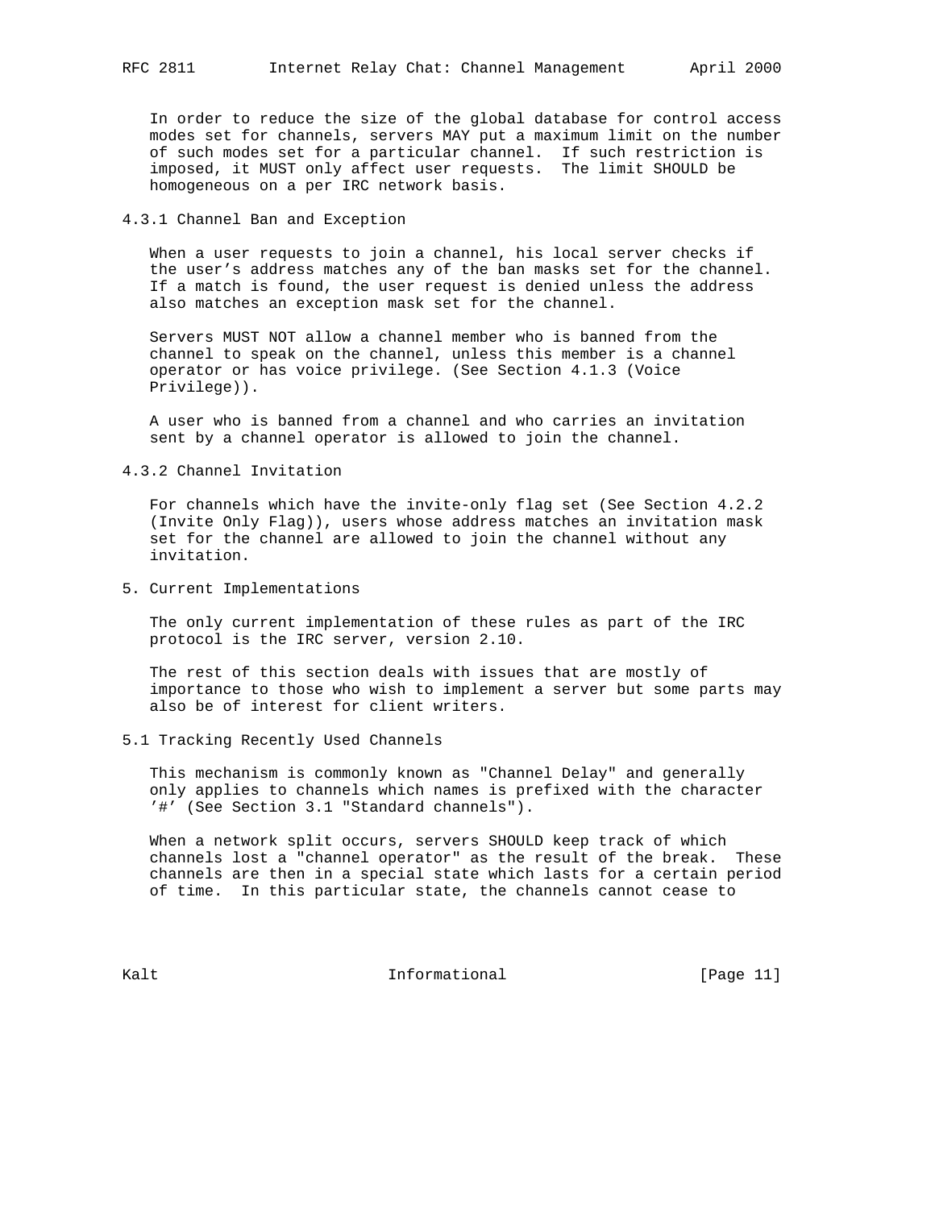In order to reduce the size of the global database for control access modes set for channels, servers MAY put a maximum limit on the number of such modes set for a particular channel. If such restriction is imposed, it MUST only affect user requests. The limit SHOULD be homogeneous on a per IRC network basis.

### 4.3.1 Channel Ban and Exception

When a user requests to join a channel, his local server checks if the user's address matches any of the ban masks set for the channel. If a match is found, the user request is denied unless the address also matches an exception mask set for the channel.

Servers MUST NOT allow a channel member who is banned from the channel to speak on the channel, unless this member is a channel operator or has voice privilege. (See Section 4.1.3 (Voice Privilege)).

A user who is banned from a channel and who carries an invitation sent by a channel operator is allowed to join the channel.

### 4.3.2 Channel Invitation

For channels which have the invite-only flag set (See Section 4.2.2 (Invite Only Flag)), users whose address matches an invitation mask set for the channel are allowed to join the channel without any invitation.

## 5. Current Implementations

The only current implementation of these rules as part of the IRC protocol is the IRC server, version 2.10.

The rest of this section deals with issues that are mostly of importance to those who wish to implement a server but some parts may also be of interest for client writers.

### 5.1 Tracking Recently Used Channels

This mechanism is commonly known as "Channel Delay" and generally only applies to channels which names is prefixed with the character '#' (See Section 3.1 "Standard channels").

When a network split occurs, servers SHOULD keep track of which channels lost a "channel operator" as the result of the break. These channels are then in a special state which lasts for a certain period of time. In this particular state, the channels cannot cease to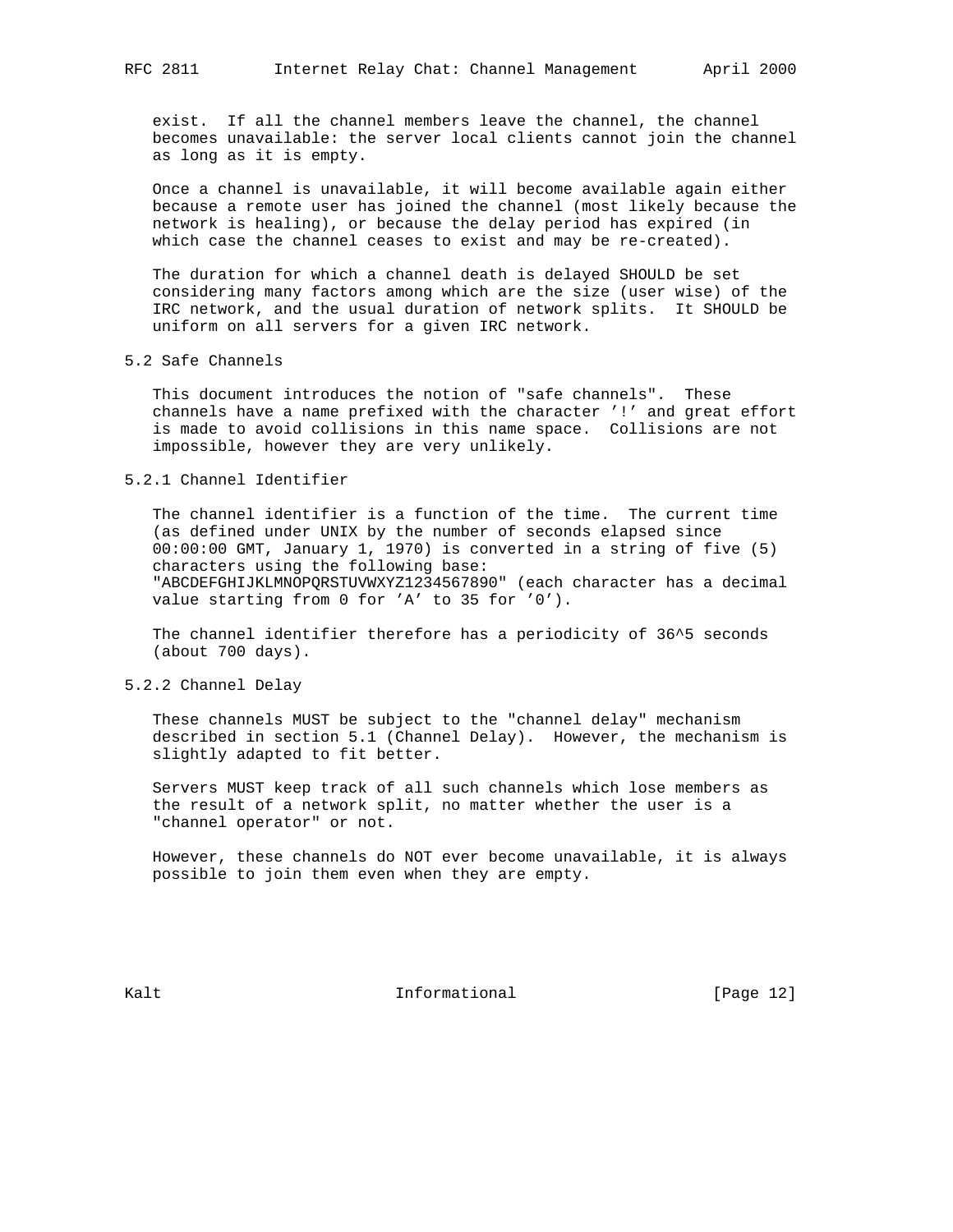exist. If all the channel members leave the channel, the channel becomes unavailable: the server local clients cannot join the channel as long as it is empty.

Once a channel is unavailable, it will become available again either because a remote user has joined the channel (most likely because the network is healing), or because the delay period has expired (in which case the channel ceases to exist and may be re-created).

The duration for which a channel death is delayed SHOULD be set considering many factors among which are the size (user wise) of the IRC network, and the usual duration of network splits. It SHOULD be uniform on all servers for a given IRC network.

### 5.2 Safe Channels

This document introduces the notion of "safe channels". These channels have a name prefixed with the character '!' and great effort is made to avoid collisions in this name space. Collisions are not impossible, however they are very unlikely.

#### 5.2.1 Channel Identifier

The channel identifier is a function of the time. The current time (as defined under UNIX by the number of seconds elapsed since 00:00:00 GMT, January 1, 1970) is converted in a string of five (5) characters using the following base: "ABCDEFGHIJKLMNOPQRSTUVWXYZ1234567890" (each character has a decimal value starting from 0 for 'A' to 35 for '0').

The channel identifier therefore has a periodicity of 36^5 seconds (about 700 days).

#### 5.2.2 Channel Delay

These channels MUST be subject to the "channel delay" mechanism described in section 5.1 (Channel Delay). However, the mechanism is slightly adapted to fit better.

Servers MUST keep track of all such channels which lose members as the result of a network split, no matter whether the user is a "channel operator" or not.

However, these channels do NOT ever become unavailable, it is always possible to join them even when they are empty.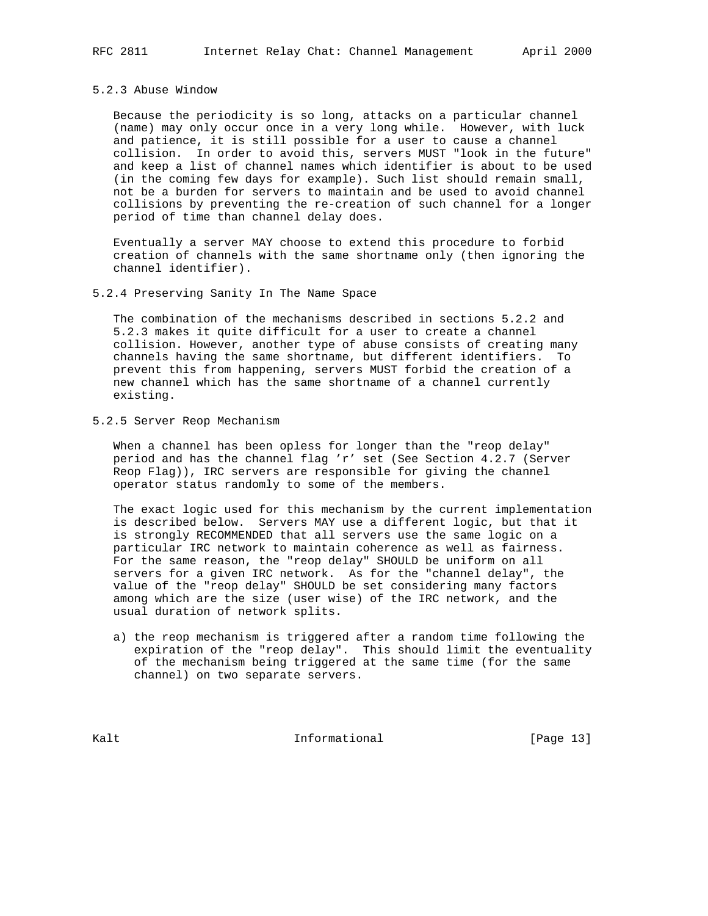### 5.2.3 Abuse Window

Because the periodicity is so long, attacks on a particular channel (name) may only occur once in a very long while. However, with luck and patience, it is still possible for a user to cause a channel collision. In order to avoid this, servers MUST "look in the future" and keep a list of channel names which identifier is about to be used (in the coming few days for example). Such list should remain small, not be a burden for servers to maintain and be used to avoid channel collisions by preventing the re-creation of such channel for a longer period of time than channel delay does.

Eventually a server MAY choose to extend this procedure to forbid creation of channels with the same shortname only (then ignoring the channel identifier).

### 5.2.4 Preserving Sanity In The Name Space

The combination of the mechanisms described in sections 5.2.2 and 5.2.3 makes it quite difficult for a user to create a channel collision. However, another type of abuse consists of creating many channels having the same shortname, but different identifiers. To prevent this from happening, servers MUST forbid the creation of a new channel which has the same shortname of a channel currently existing.

### 5.2.5 Server Reop Mechanism

When a channel has been opless for longer than the "reop delay" period and has the channel flag 'r' set (See Section 4.2.7 (Server Reop Flag)), IRC servers are responsible for giving the channel operator status randomly to some of the members.

The exact logic used for this mechanism by the current implementation is described below. Servers MAY use a different logic, but that it is strongly RECOMMENDED that all servers use the same logic on a particular IRC network to maintain coherence as well as fairness. For the same reason, the "reop delay" SHOULD be uniform on all servers for a given IRC network. As for the "channel delay", the value of the "reop delay" SHOULD be set considering many factors among which are the size (user wise) of the IRC network, and the usual duration of network splits.

a) the reop mechanism is triggered after a random time following the expiration of the "reop delay". This should limit the eventuality of the mechanism being triggered at the same time (for the same channel) on two separate servers.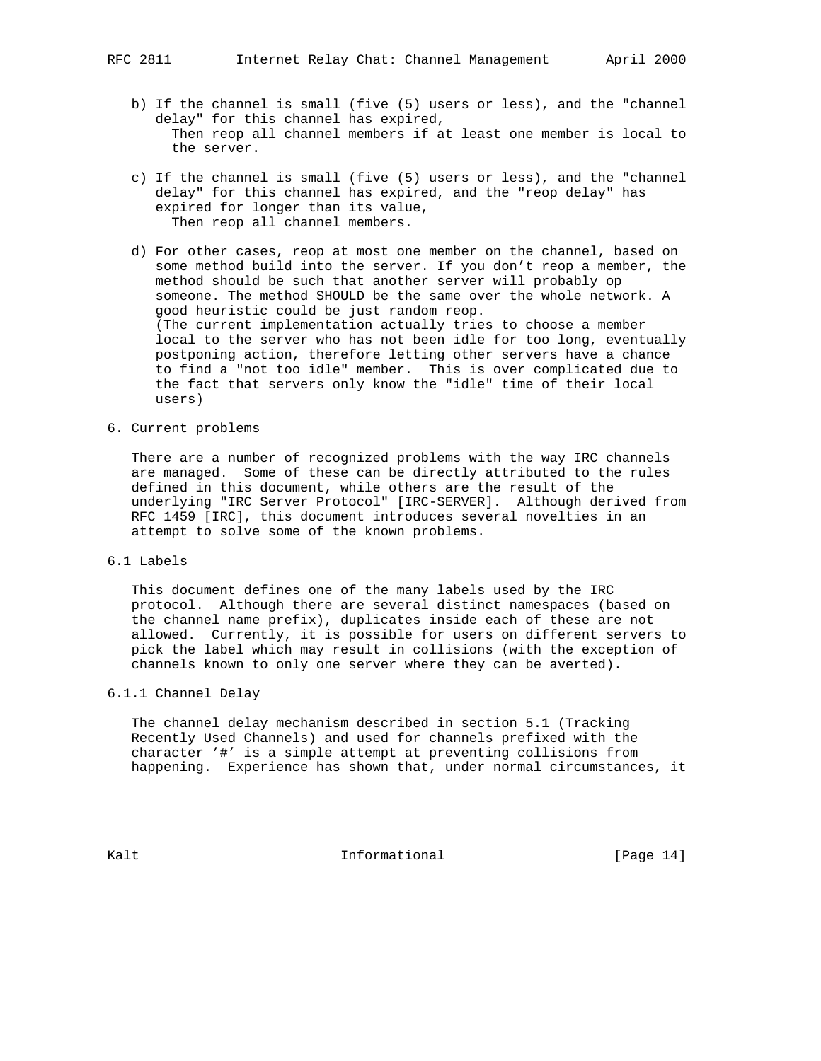b) If the channel is small (five (5) users or less), and the "channel delay" for this channel has expired,
   Then reop all channel members if at least one member is local to the server.

c) If the channel is small (five (5) users or less), and the "channel delay" for this channel has expired, and the "reop delay" has expired for longer than its value,
   Then reop all channel members.

d) For other cases, reop at most one member on the channel, based on some method build into the server. If you don't reop a member, the method should be such that another server will probably op someone. The method SHOULD be the same over the whole network. A good heuristic could be just random reop.
   (The current implementation actually tries to choose a member local to the server who has not been idle for too long, eventually postponing action, therefore letting other servers have a chance to find a "not too idle" member. This is over complicated due to the fact that servers only know the "idle" time of their local users)

## 6. Current problems

There are a number of recognized problems with the way IRC channels are managed. Some of these can be directly attributed to the rules defined in this document, while others are the result of the underlying "IRC Server Protocol" [IRC-SERVER]. Although derived from RFC 1459 [IRC], this document introduces several novelties in an attempt to solve some of the known problems.

### 6.1 Labels

This document defines one of the many labels used by the IRC protocol. Although there are several distinct namespaces (based on the channel name prefix), duplicates inside each of these are not allowed. Currently, it is possible for users on different servers to pick the label which may result in collisions (with the exception of channels known to only one server where they can be averted).

#### 6.1.1 Channel Delay

The channel delay mechanism described in section 5.1 (Tracking Recently Used Channels) and used for channels prefixed with the character '#' is a simple attempt at preventing collisions from happening. Experience has shown that, under normal circumstances, it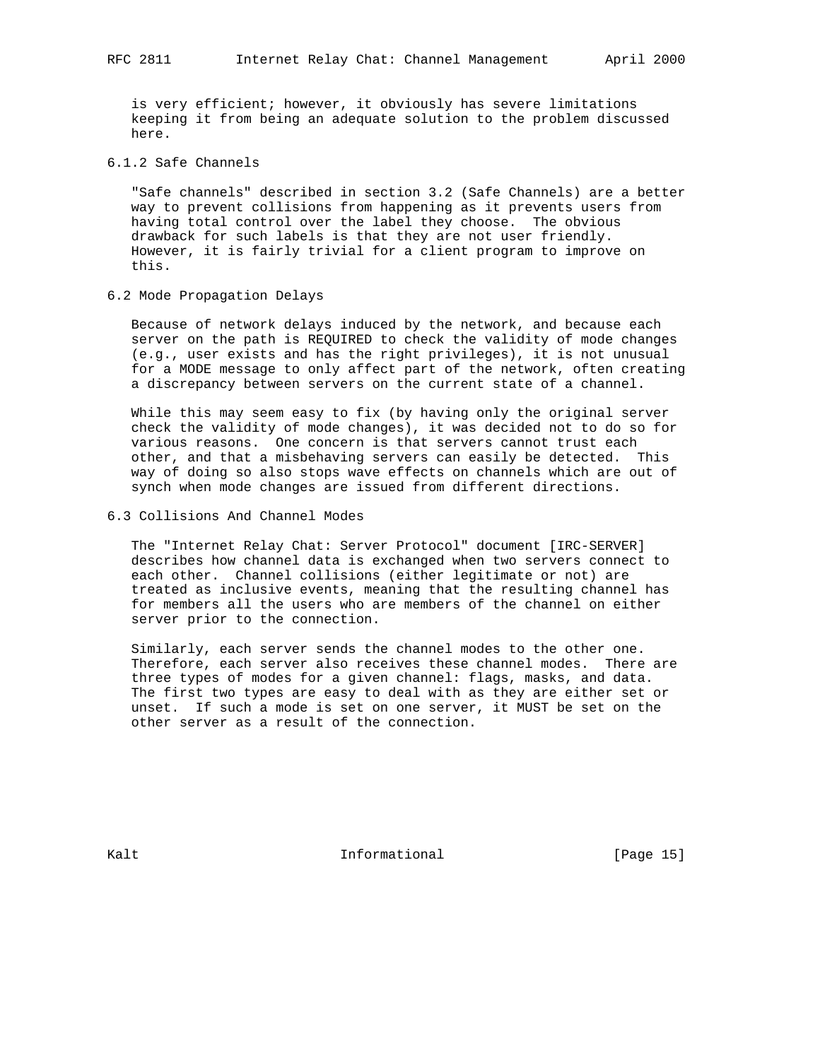is very efficient; however, it obviously has severe limitations keeping it from being an adequate solution to the problem discussed here.

### 6.1.2 Safe Channels

"Safe channels" described in section 3.2 (Safe Channels) are a better way to prevent collisions from happening as it prevents users from having total control over the label they choose. The obvious drawback for such labels is that they are not user friendly. However, it is fairly trivial for a client program to improve on this.

## 6.2 Mode Propagation Delays

Because of network delays induced by the network, and because each server on the path is REQUIRED to check the validity of mode changes (e.g., user exists and has the right privileges), it is not unusual for a MODE message to only affect part of the network, often creating a discrepancy between servers on the current state of a channel.

While this may seem easy to fix (by having only the original server check the validity of mode changes), it was decided not to do so for various reasons. One concern is that servers cannot trust each other, and that a misbehaving servers can easily be detected. This way of doing so also stops wave effects on channels which are out of synch when mode changes are issued from different directions.

## 6.3 Collisions And Channel Modes

The "Internet Relay Chat: Server Protocol" document [IRC-SERVER] describes how channel data is exchanged when two servers connect to each other. Channel collisions (either legitimate or not) are treated as inclusive events, meaning that the resulting channel has for members all the users who are members of the channel on either server prior to the connection.

Similarly, each server sends the channel modes to the other one. Therefore, each server also receives these channel modes. There are three types of modes for a given channel: flags, masks, and data. The first two types are easy to deal with as they are either set or unset. If such a mode is set on one server, it MUST be set on the other server as a result of the connection.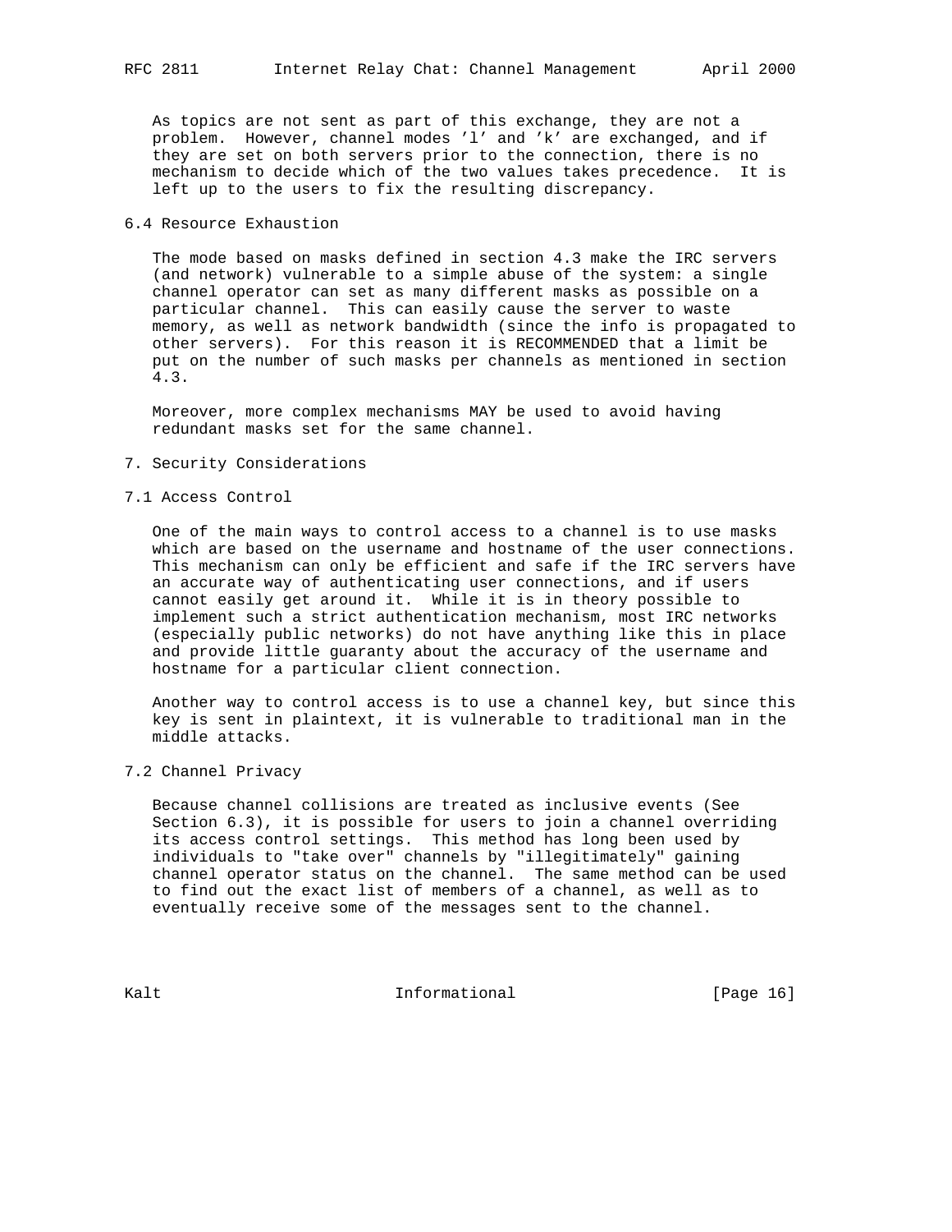As topics are not sent as part of this exchange, they are not a problem. However, channel modes 'l' and 'k' are exchanged, and if they are set on both servers prior to the connection, there is no mechanism to decide which of the two values takes precedence. It is left up to the users to fix the resulting discrepancy.

### 6.4 Resource Exhaustion

The mode based on masks defined in section 4.3 make the IRC servers (and network) vulnerable to a simple abuse of the system: a single channel operator can set as many different masks as possible on a particular channel. This can easily cause the server to waste memory, as well as network bandwidth (since the info is propagated to other servers). For this reason it is RECOMMENDED that a limit be put on the number of such masks per channels as mentioned in section 4.3.

Moreover, more complex mechanisms MAY be used to avoid having redundant masks set for the same channel.

## 7. Security Considerations

### 7.1 Access Control

One of the main ways to control access to a channel is to use masks which are based on the username and hostname of the user connections. This mechanism can only be efficient and safe if the IRC servers have an accurate way of authenticating user connections, and if users cannot easily get around it. While it is in theory possible to implement such a strict authentication mechanism, most IRC networks (especially public networks) do not have anything like this in place and provide little guaranty about the accuracy of the username and hostname for a particular client connection.

Another way to control access is to use a channel key, but since this key is sent in plaintext, it is vulnerable to traditional man in the middle attacks.

### 7.2 Channel Privacy

Because channel collisions are treated as inclusive events (See Section 6.3), it is possible for users to join a channel overriding its access control settings. This method has long been used by individuals to "take over" channels by "illegitimately" gaining channel operator status on the channel. The same method can be used to find out the exact list of members of a channel, as well as to eventually receive some of the messages sent to the channel.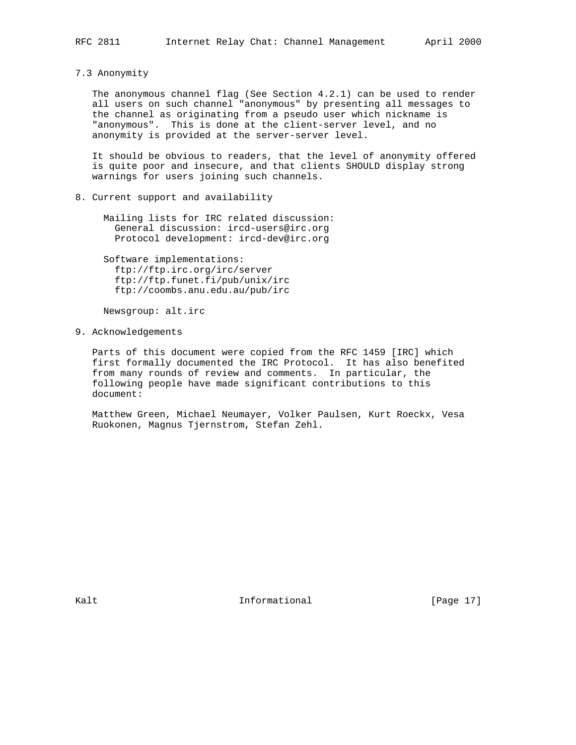### 7.3 Anonymity

The anonymous channel flag (See Section 4.2.1) can be used to render all users on such channel "anonymous" by presenting all messages to the channel as originating from a pseudo user which nickname is "anonymous". This is done at the client-server level, and no anonymity is provided at the server-server level.

It should be obvious to readers, that the level of anonymity offered is quite poor and insecure, and that clients SHOULD display strong warnings for users joining such channels.

## 8. Current support and availability

Mailing lists for IRC related discussion:
- General discussion: ircd-users@irc.org
- Protocol development: ircd-dev@irc.org

Software implementations:
- ftp://ftp.irc.org/irc/server
- ftp://ftp.funet.fi/pub/unix/irc
- ftp://coombs.anu.edu.au/pub/irc

Newsgroup: alt.irc

## 9. Acknowledgements

Parts of this document were copied from the RFC 1459 [IRC] which first formally documented the IRC Protocol. It has also benefited from many rounds of review and comments. In particular, the following people have made significant contributions to this document:

Matthew Green, Michael Neumayer, Volker Paulsen, Kurt Roeckx, Vesa Ruokonen, Magnus Tjernstrom, Stefan Zehl.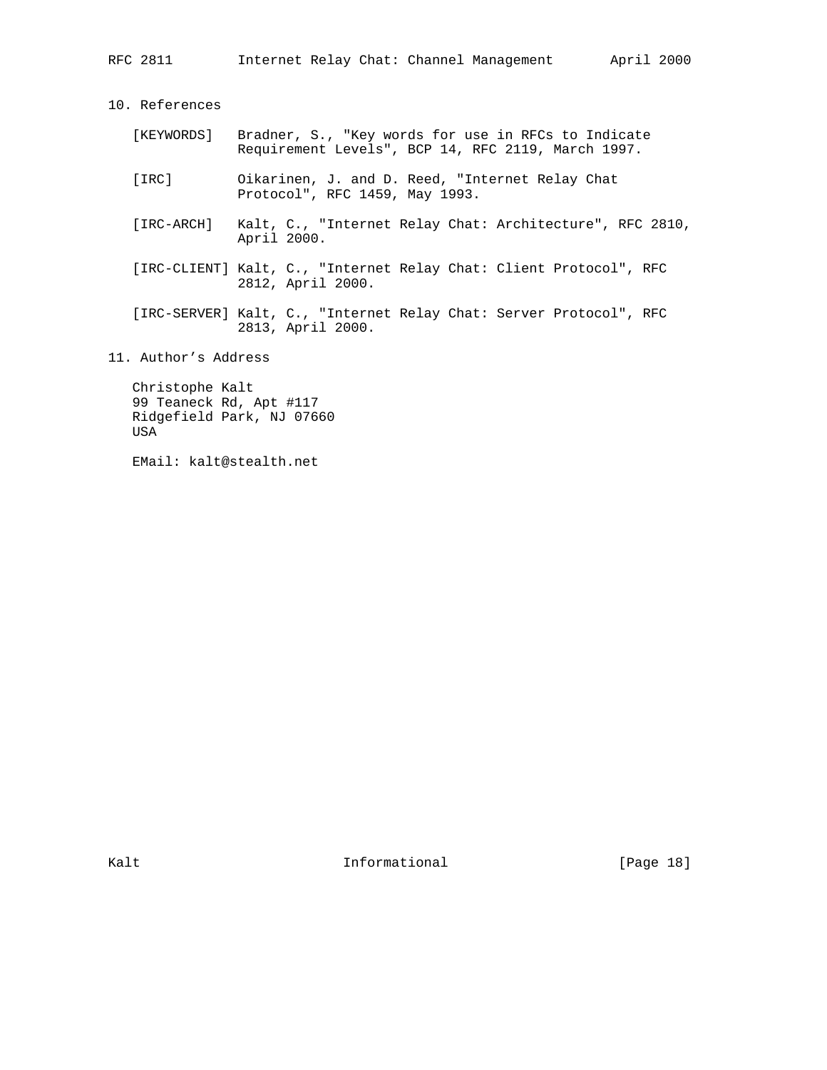## 10. References

[KEYWORDS] Bradner, S., "Key words for use in RFCs to Indicate Requirement Levels", BCP 14, RFC 2119, March 1997.

[IRC] Oikarinen, J. and D. Reed, "Internet Relay Chat Protocol", RFC 1459, May 1993.

[IRC-ARCH] Kalt, C., "Internet Relay Chat: Architecture", RFC 2810, April 2000.

[IRC-CLIENT] Kalt, C., "Internet Relay Chat: Client Protocol", RFC 2812, April 2000.

[IRC-SERVER] Kalt, C., "Internet Relay Chat: Server Protocol", RFC 2813, April 2000.

## 11. Author's Address

Christophe Kalt
99 Teaneck Rd, Apt #117
Ridgefield Park, NJ 07660
USA

EMail: kalt@stealth.net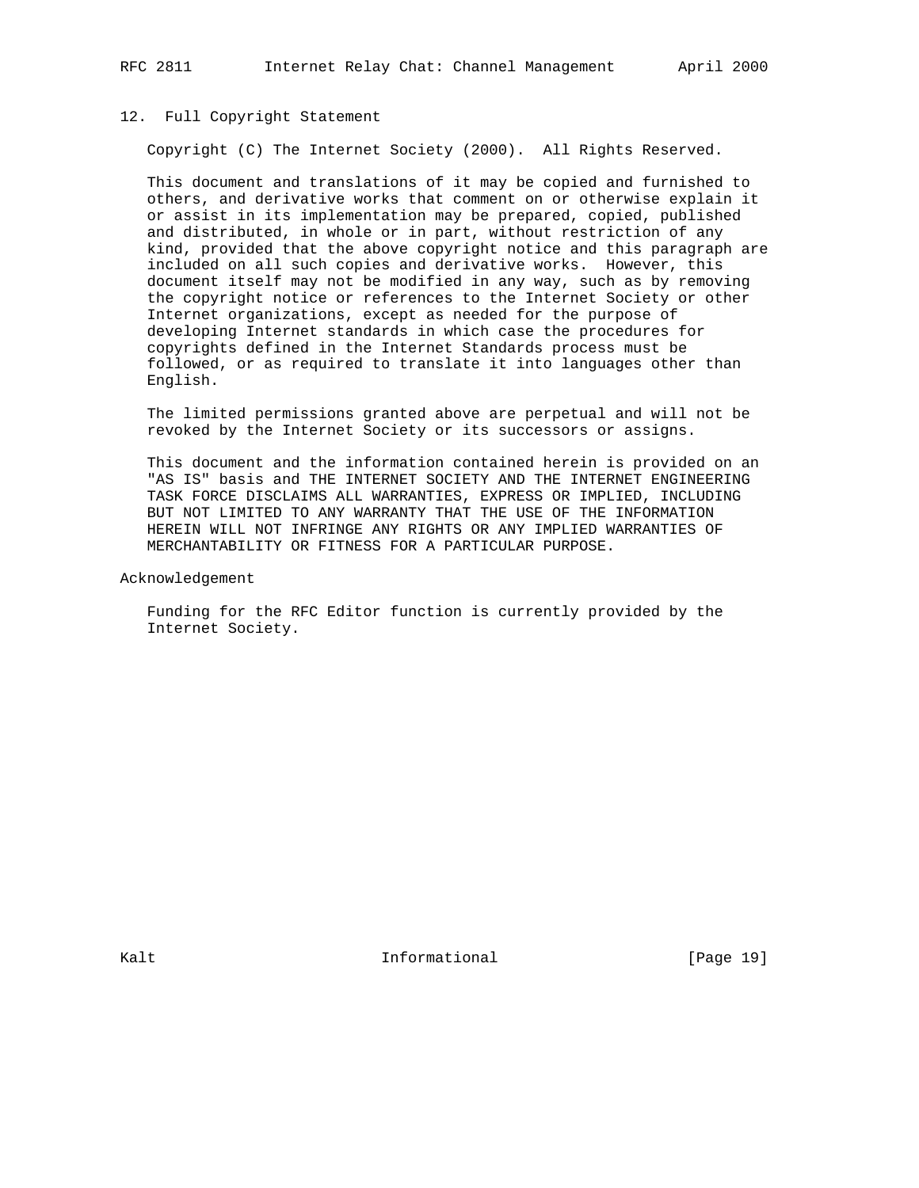## 12. Full Copyright Statement

Copyright (C) The Internet Society (2000). All Rights Reserved.

This document and translations of it may be copied and furnished to others, and derivative works that comment on or otherwise explain it or assist in its implementation may be prepared, copied, published and distributed, in whole or in part, without restriction of any kind, provided that the above copyright notice and this paragraph are included on all such copies and derivative works. However, this document itself may not be modified in any way, such as by removing the copyright notice or references to the Internet Society or other Internet organizations, except as needed for the purpose of developing Internet standards in which case the procedures for copyrights defined in the Internet Standards process must be followed, or as required to translate it into languages other than English.

The limited permissions granted above are perpetual and will not be revoked by the Internet Society or its successors or assigns.

This document and the information contained herein is provided on an "AS IS" basis and THE INTERNET SOCIETY AND THE INTERNET ENGINEERING TASK FORCE DISCLAIMS ALL WARRANTIES, EXPRESS OR IMPLIED, INCLUDING BUT NOT LIMITED TO ANY WARRANTY THAT THE USE OF THE INFORMATION HEREIN WILL NOT INFRINGE ANY RIGHTS OR ANY IMPLIED WARRANTIES OF MERCHANTABILITY OR FITNESS FOR A PARTICULAR PURPOSE.

## Acknowledgement

Funding for the RFC Editor function is currently provided by the Internet Society.